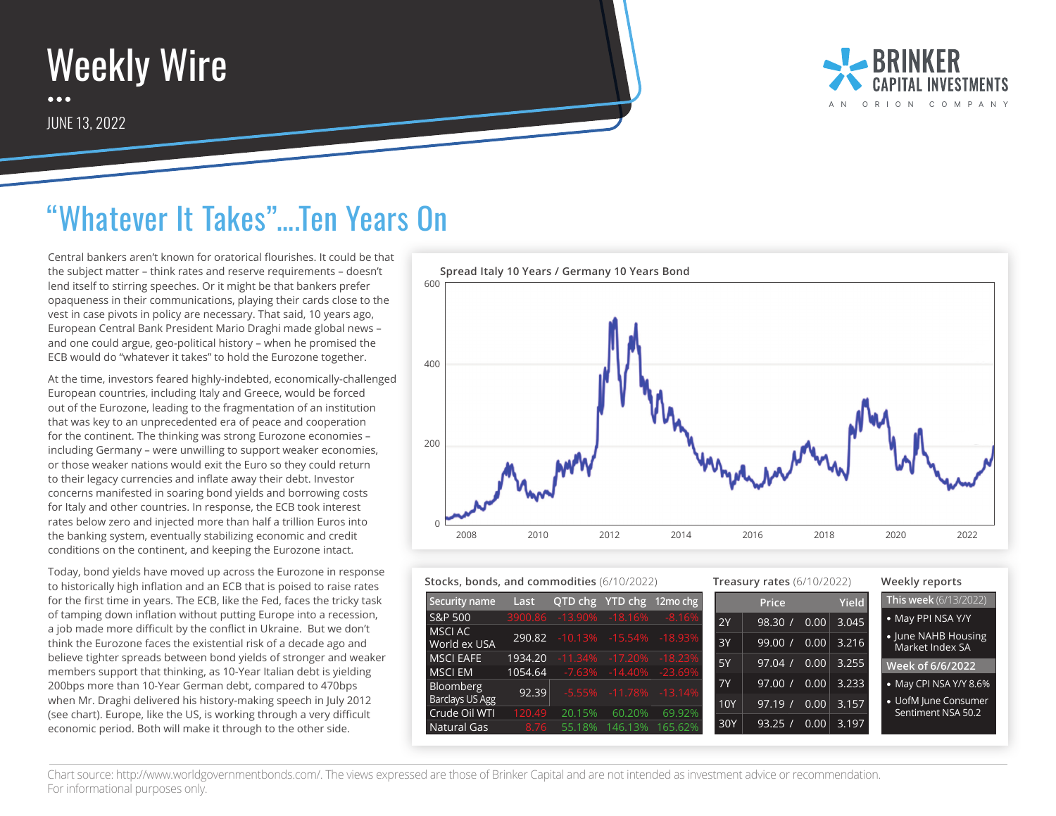# Weekly Wire

JUNE 13, 2022

## "Whatever It Takes"....Ten Years On

Central bankers aren't known for oratorical flourishes. It could be that the subject matter – think rates and reserve requirements – doesn't lend itself to stirring speeches. Or it might be that bankers prefer opaqueness in their communications, playing their cards close to the vest in case pivots in policy are necessary. That said, 10 years ago, European Central Bank President Mario Draghi made global news – and one could argue, geo-political history – when he promised the ECB would do "whatever it takes" to hold the Eurozone together.

At the time, investors feared highly-indebted, economically-challenged European countries, including Italy and Greece, would be forced out of the Eurozone, leading to the fragmentation of an institution that was key to an unprecedented era of peace and cooperation for the continent. The thinking was strong Eurozone economies – including Germany – were unwilling to support weaker economies, or those weaker nations would exit the Euro so they could return to their legacy currencies and inflate away their debt. Investor concerns manifested in soaring bond yields and borrowing costs for Italy and other countries. In response, the ECB took interest rates below zero and injected more than half a trillion Euros into the banking system, eventually stabilizing economic and credit conditions on the continent, and keeping the Eurozone intact.

Today, bond yields have moved up across the Eurozone in response to historically high inflation and an ECB that is poised to raise rates for the first time in years. The ECB, like the Fed, faces the tricky task of tamping down inflation without putting Europe into a recession, a job made more difficult by the conflict in Ukraine. But we don't think the Eurozone faces the existential risk of a decade ago and believe tighter spreads between bond yields of stronger and weaker members support that thinking, as 10-Year Italian debt is yielding 200bps more than 10-Year German debt, compared to 470bps when Mr. Draghi delivered his history-making speech in July 2012 (see chart). Europe, like the US, is working through a very difficult economic period. Both will make it through to the other side.

**Spread Italy 10 Years / Germany 10 Years Bond**

**Stocks, bonds, and commodities** (6/10/2022)

| Security name | Last | QTD chg | YTD chg | 12mo chg |
|---|---|---|---|---|
| S&P 500 | 3900.86 | -13.90% | -18.16% | -8.16% |
| MSCI AC World ex USA | 290.82 | -10.13% | -15.54% | -18.93% |
| MSCI EAFE | 1934.20 | -11.34% | -17.20% | -18.23% |
| MSCI EM | 1054.64 | -7.63% | -14.40% | -23.69% |
| Bloomberg Barclays US Agg | 92.39 | -5.55% | -11.78% | -13.14% |
| Crude Oil WTI | 120.49 | 20.15% | 60.20% | 69.92% |
| Natural Gas | 8.76 | 55.18% | 146.13% | 165.62% |

**Treasury rates** (6/10/2022)

| | Price | | Yield |
|---|---|---|---|
| 2Y | 98.30 / | 0.00 | 3.045 |
| 3Y | 99.00 / | 0.00 | 3.216 |
| 5Y | 97.04 / | 0.00 | 3.255 |
| 7Y | 97.00 / | 0.00 | 3.233 |
| 10Y | 97.19 / | 0.00 | 3.157 |
| 30Y | 93.25 / | 0.00 | 3.197 |

**Weekly reports**

**This week** (6/13/2022)
- May PPI NSA Y/Y
- June NAHB Housing Market Index SA

**Week of 6/6/2022**
- May CPI NSA Y/Y 8.6%
- UofM June Consumer Sentiment NSA 50.2

Chart source: http://www.worldgovernmentbonds.com/. The views expressed are those of Brinker Capital and are not intended as investment advice or recommendation. For informational purposes only.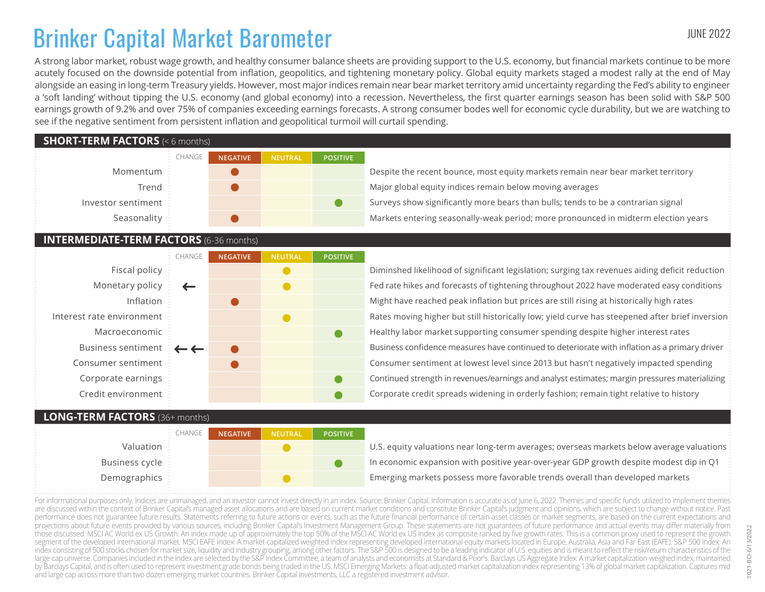# Brinker Capital Market Barometer

JUNE 2022

A strong labor market, robust wage growth, and healthy consumer balance sheets are providing support to the U.S. economy, but financial markets continue to be more acutely focused on the downside potential from inflation, geopolitics, and tightening monetary policy. Global equity markets staged a modest rally at the end of May alongside an easing in long-term Treasury yields. However, most major indices remain near bear market territory amid uncertainty regarding the Fed's ability to engineer a 'soft landing' without tipping the U.S. economy (and global economy) into a recession. Nevertheless, the first quarter earnings season has been solid with S&P 500 earnings growth of 9.2% and over 75% of companies exceeding earnings forecasts. A strong consumer bodes well for economic cycle durability, but we are watching to see if the negative sentiment from persistent inflation and geopolitical turmoil will curtail spending.

## SHORT-TERM FACTORS (< 6 months)

| | CHANGE | NEGATIVE | NEUTRAL | POSITIVE | |
|---|---|---|---|---|---|
| Momentum | | ● | | | Despite the recent bounce, most equity markets remain near bear market territory |
| Trend | | ● | | | Major global equity indices remain below moving averages |
| Investor sentiment | | | | ● | Surveys show significantly more bears than bulls; tends to be a contrarian signal |
| Seasonality | | ● | | | Markets entering seasonally-weak period; more pronounced in midterm election years |

## INTERMEDIATE-TERM FACTORS (6-36 months)

| | CHANGE | NEGATIVE | NEUTRAL | POSITIVE | |
|---|---|---|---|---|---|
| Fiscal policy | | | ● | | Diminshed likelihood of significant legislation; surging tax revenues aiding deficit reduction |
| Monetary policy | ← | | ● | | Fed rate hikes and forecasts of tightening throughout 2022 have moderated easy conditions |
| Inflation | | ● | | | Might have reached peak inflation but prices are still rising at historically high rates |
| Interest rate environment | | | ● | | Rates moving higher but still historically low; yield curve has steepened after brief inversion |
| Macroeconomic | | | | ● | Healthy labor market supporting consumer spending despite higher interest rates |
| Business sentiment | ←← | ● | | | Business confidence measures have continued to deteriorate with inflation as a primary driver |
| Consumer sentiment | | ● | | | Consumer sentiment at lowest level since 2013 but hasn't negatively impacted spending |
| Corporate earnings | | | | ● | Continued strength in revenues/earnings and analyst estimates; margin pressures materializing |
| Credit environment | | | | ● | Corporate credit spreads widening in orderly fashion; remain tight relative to history |

## LONG-TERM FACTORS (36+ months)

| | CHANGE | NEGATIVE | NEUTRAL | POSITIVE | |
|---|---|---|---|---|---|
| Valuation | | | ● | | U.S. equity valuations near long-term averages; overseas markets below average valuations |
| Business cycle | | | | ● | In economic expansion with positive year-over-year GDP growth despite modest dip in Q1 |
| Demographics | | | ● | | Emerging markets possess more favorable trends overall than developed markets |

For informational purposes only. Indices are unmanaged, and an investor cannot invest directly in an index. Source: Brinker Capital. Information is accurate as of June 6, 2022. Themes and specific funds utilized to implement themes are discussed within the context of Brinker Capital's managed asset allocations and are based on current market conditions and constitute Brinker Capital's judgment and opinions, which are subject to change without notice. Past performance does not guarantee future results. Statements referring to future actions or events, such as the future financial performance of certain asset classes or market segments, are based on the current expectations and projections about future events provided by various sources, including Brinker Capital's Investment Management Group. These statements are not guarantees of future performance and actual events may differ materially from those discussed. MSCI AC World ex US Growth: An index made up of approximately the top 50% of the MSCI AC World ex US Index as composite ranked by five growth rates. This is a common proxy used to represent the growth segment of the developed international market. MSCI EAFE Index: A market-capitalized weighted index representing developed international equity markets located in Europe, Australia, Asia and Far East (EAFE). S&P 500 Index: An index consisting of 500 stocks chosen for market size, liquidity and industry grouping, among other factors. The S&P 500 is designed to be a leading indicator of U.S. equities and is meant to reflect the risk/return characteristics of the large-cap universe. Companies included in the Index are selected by the S&P Index Committee, a team of analysts and economists at Standard & Poor's. Barclays US Aggregate Index: A market capitalization-weighed index, maintained by Barclays Capital, and is often used to represent investment grade bonds being traded in the US. MSCI Emerging Markets: a float-adjusted market capitalization index representing 13% of global market capitalization. Captures mid and large cap across more than two dozen emerging market countries. Brinker Capital Investments, LLC a registered investment advisor.

1021-BCI-6/13/2022